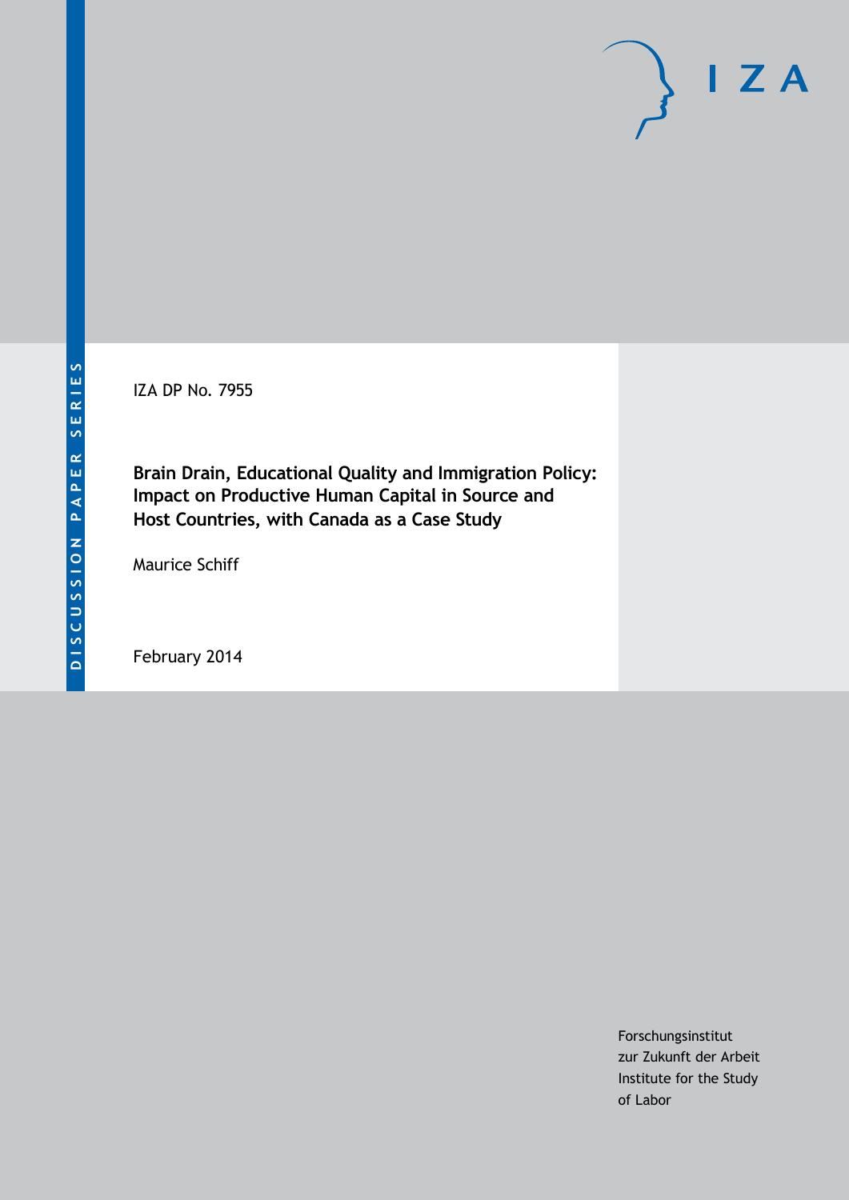DISCUSSION PAPER SERIES

IZA DP No. 7955

# Brain Drain, Educational Quality and Immigration Policy: Impact on Productive Human Capital in Source and Host Countries, with Canada as a Case Study

Maurice Schiff

February 2014

Forschungsinstitut
zur Zukunft der Arbeit
Institute for the Study
of Labor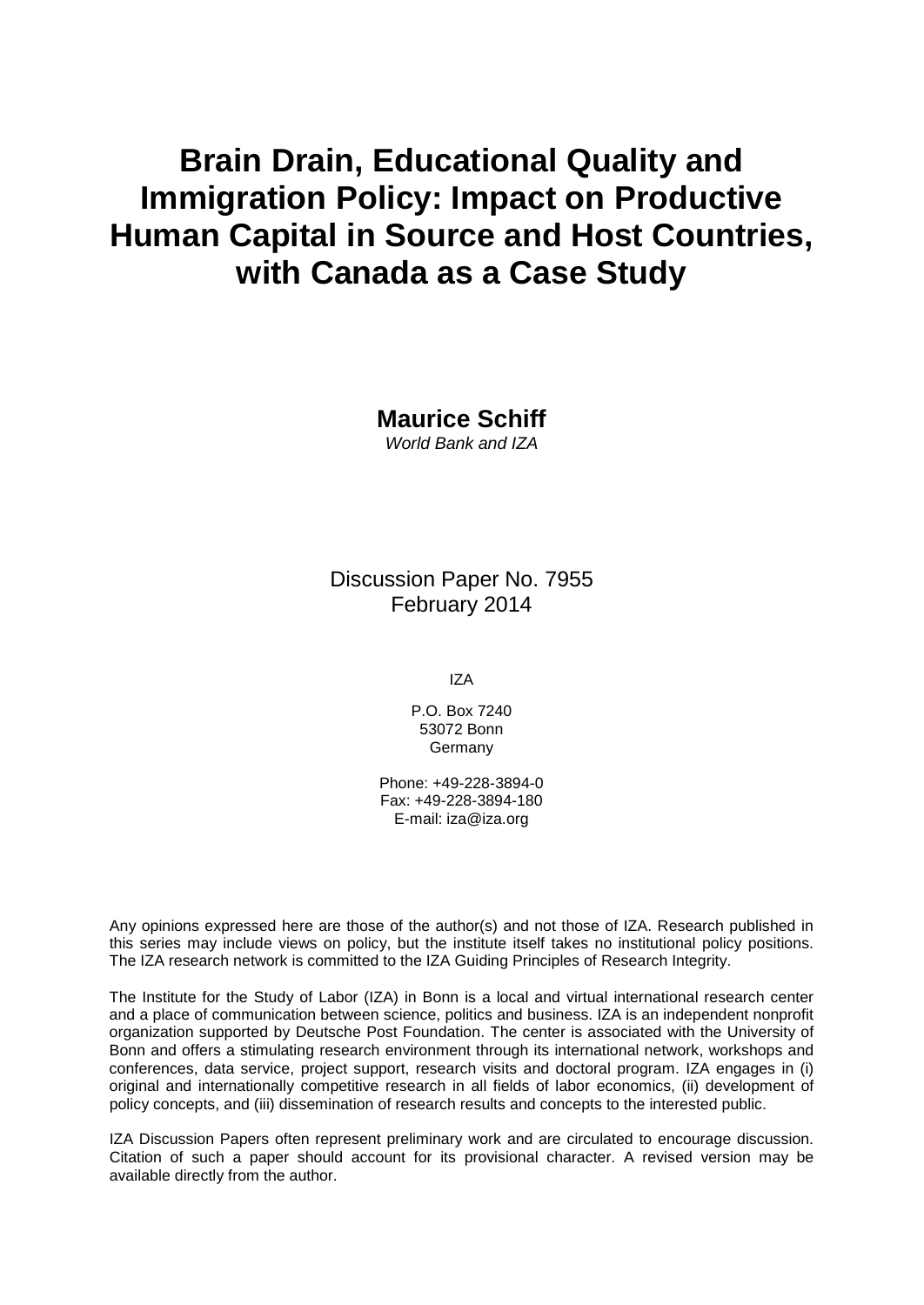# Brain Drain, Educational Quality and Immigration Policy: Impact on Productive Human Capital in Source and Host Countries, with Canada as a Case Study

**Maurice Schiff**
*World Bank and IZA*

Discussion Paper No. 7955
February 2014

IZA

P.O. Box 7240
53072 Bonn
Germany

Phone: +49-228-3894-0
Fax: +49-228-3894-180
E-mail: iza@iza.org

Any opinions expressed here are those of the author(s) and not those of IZA. Research published in this series may include views on policy, but the institute itself takes no institutional policy positions. The IZA research network is committed to the IZA Guiding Principles of Research Integrity.

The Institute for the Study of Labor (IZA) in Bonn is a local and virtual international research center and a place of communication between science, politics and business. IZA is an independent nonprofit organization supported by Deutsche Post Foundation. The center is associated with the University of Bonn and offers a stimulating research environment through its international network, workshops and conferences, data service, project support, research visits and doctoral program. IZA engages in (i) original and internationally competitive research in all fields of labor economics, (ii) development of policy concepts, and (iii) dissemination of research results and concepts to the interested public.

IZA Discussion Papers often represent preliminary work and are circulated to encourage discussion. Citation of such a paper should account for its provisional character. A revised version may be available directly from the author.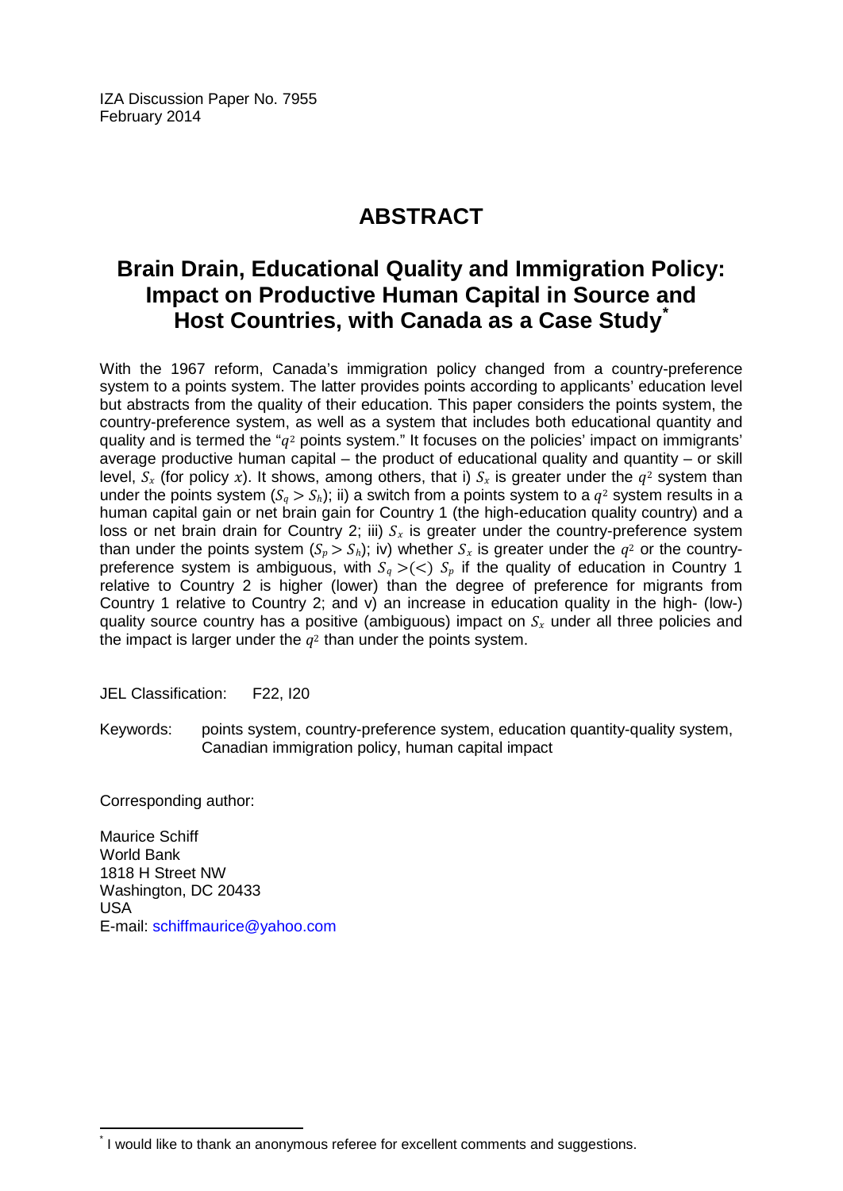IZA Discussion Paper No. 7955
February 2014

# ABSTRACT

## Brain Drain, Educational Quality and Immigration Policy: Impact on Productive Human Capital in Source and Host Countries, with Canada as a Case Study*

With the 1967 reform, Canada's immigration policy changed from a country-preference system to a points system. The latter provides points according to applicants' education level but abstracts from the quality of their education. This paper considers the points system, the country-preference system, as well as a system that includes both educational quantity and quality and is termed the "$q^2$ points system." It focuses on the policies' impact on immigrants' average productive human capital – the product of educational quality and quantity – or skill level, $S_x$ (for policy $x$). It shows, among others, that i) $S_x$ is greater under the $q^2$ system than under the points system ($S_q > S_h$); ii) a switch from a points system to a $q^2$ system results in a human capital gain or net brain gain for Country 1 (the high-education quality country) and a loss or net brain drain for Country 2; iii) $S_x$ is greater under the country-preference system than under the points system ($S_p > S_h$); iv) whether $S_x$ is greater under the $q^2$ or the country-preference system is ambiguous, with $S_q >(<)\ S_p$ if the quality of education in Country 1 relative to Country 2 is higher (lower) than the degree of preference for migrants from Country 1 relative to Country 2; and v) an increase in education quality in the high- (low-) quality source country has a positive (ambiguous) impact on $S_x$ under all three policies and the impact is larger under the $q^2$ than under the points system.

JEL Classification: F22, I20

Keywords: points system, country-preference system, education quantity-quality system, Canadian immigration policy, human capital impact

Corresponding author:

Maurice Schiff
World Bank
1818 H Street NW
Washington, DC 20433
USA
E-mail: schiffmaurice@yahoo.com

---

* I would like to thank an anonymous referee for excellent comments and suggestions.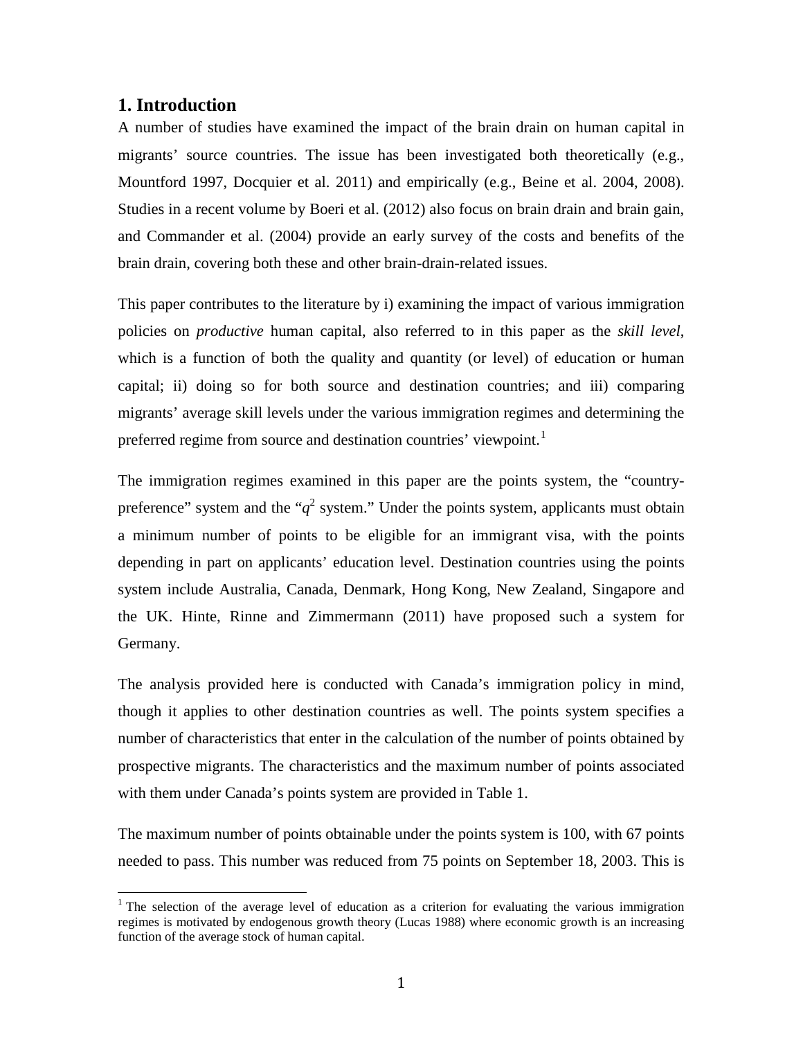## 1. Introduction

A number of studies have examined the impact of the brain drain on human capital in migrants' source countries. The issue has been investigated both theoretically (e.g., Mountford 1997, Docquier et al. 2011) and empirically (e.g., Beine et al. 2004, 2008). Studies in a recent volume by Boeri et al. (2012) also focus on brain drain and brain gain, and Commander et al. (2004) provide an early survey of the costs and benefits of the brain drain, covering both these and other brain-drain-related issues.

This paper contributes to the literature by i) examining the impact of various immigration policies on *productive* human capital, also referred to in this paper as the *skill level*, which is a function of both the quality and quantity (or level) of education or human capital; ii) doing so for both source and destination countries; and iii) comparing migrants' average skill levels under the various immigration regimes and determining the preferred regime from source and destination countries' viewpoint.[1]

The immigration regimes examined in this paper are the points system, the "country-preference" system and the "$q^2$ system." Under the points system, applicants must obtain a minimum number of points to be eligible for an immigrant visa, with the points depending in part on applicants' education level. Destination countries using the points system include Australia, Canada, Denmark, Hong Kong, New Zealand, Singapore and the UK. Hinte, Rinne and Zimmermann (2011) have proposed such a system for Germany.

The analysis provided here is conducted with Canada's immigration policy in mind, though it applies to other destination countries as well. The points system specifies a number of characteristics that enter in the calculation of the number of points obtained by prospective migrants. The characteristics and the maximum number of points associated with them under Canada's points system are provided in Table 1.

The maximum number of points obtainable under the points system is 100, with 67 points needed to pass. This number was reduced from 75 points on September 18, 2003. This is

[1] The selection of the average level of education as a criterion for evaluating the various immigration regimes is motivated by endogenous growth theory (Lucas 1988) where economic growth is an increasing function of the average stock of human capital.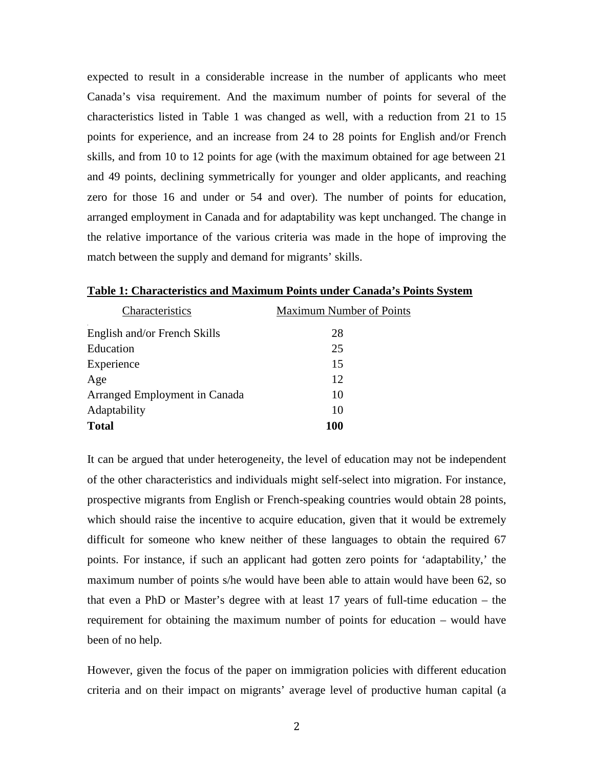expected to result in a considerable increase in the number of applicants who meet Canada's visa requirement. And the maximum number of points for several of the characteristics listed in Table 1 was changed as well, with a reduction from 21 to 15 points for experience, and an increase from 24 to 28 points for English and/or French skills, and from 10 to 12 points for age (with the maximum obtained for age between 21 and 49 points, declining symmetrically for younger and older applicants, and reaching zero for those 16 and under or 54 and over). The number of points for education, arranged employment in Canada and for adaptability was kept unchanged. The change in the relative importance of the various criteria was made in the hope of improving the match between the supply and demand for migrants' skills.

**Table 1: Characteristics and Maximum Points under Canada's Points System**

| Characteristics | Maximum Number of Points |
|---|---|
| English and/or French Skills | 28 |
| Education | 25 |
| Experience | 15 |
| Age | 12 |
| Arranged Employment in Canada | 10 |
| Adaptability | 10 |
| **Total** | **100** |

It can be argued that under heterogeneity, the level of education may not be independent of the other characteristics and individuals might self-select into migration. For instance, prospective migrants from English or French-speaking countries would obtain 28 points, which should raise the incentive to acquire education, given that it would be extremely difficult for someone who knew neither of these languages to obtain the required 67 points. For instance, if such an applicant had gotten zero points for 'adaptability,' the maximum number of points s/he would have been able to attain would have been 62, so that even a PhD or Master's degree with at least 17 years of full-time education – the requirement for obtaining the maximum number of points for education – would have been of no help.

However, given the focus of the paper on immigration policies with different education criteria and on their impact on migrants' average level of productive human capital (a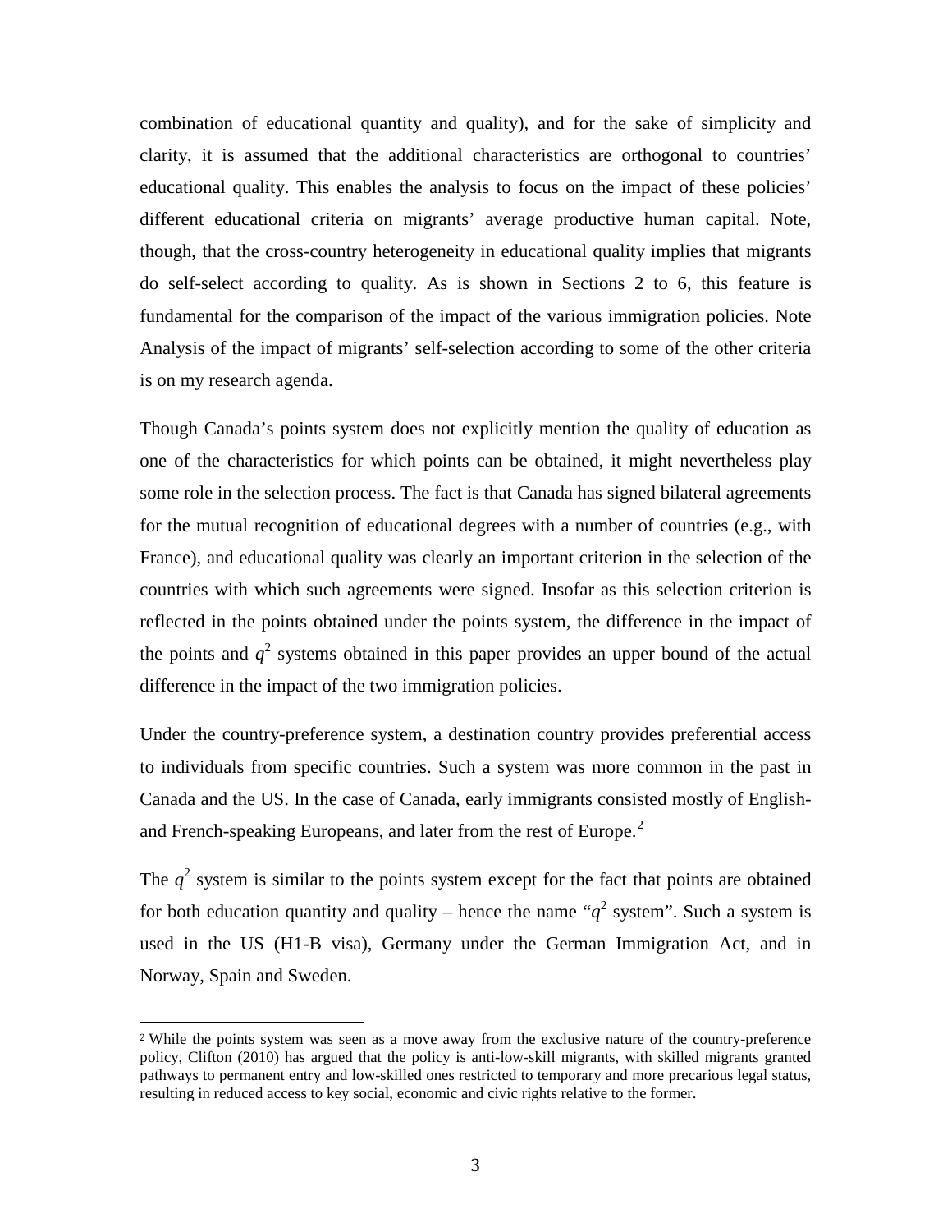combination of educational quantity and quality), and for the sake of simplicity and clarity, it is assumed that the additional characteristics are orthogonal to countries' educational quality. This enables the analysis to focus on the impact of these policies' different educational criteria on migrants' average productive human capital. Note, though, that the cross-country heterogeneity in educational quality implies that migrants do self-select according to quality. As is shown in Sections 2 to 6, this feature is fundamental for the comparison of the impact of the various immigration policies. Note Analysis of the impact of migrants' self-selection according to some of the other criteria is on my research agenda.

Though Canada's points system does not explicitly mention the quality of education as one of the characteristics for which points can be obtained, it might nevertheless play some role in the selection process. The fact is that Canada has signed bilateral agreements for the mutual recognition of educational degrees with a number of countries (e.g., with France), and educational quality was clearly an important criterion in the selection of the countries with which such agreements were signed. Insofar as this selection criterion is reflected in the points obtained under the points system, the difference in the impact of the points and $q^2$ systems obtained in this paper provides an upper bound of the actual difference in the impact of the two immigration policies.

Under the country-preference system, a destination country provides preferential access to individuals from specific countries. Such a system was more common in the past in Canada and the US. In the case of Canada, early immigrants consisted mostly of English- and French-speaking Europeans, and later from the rest of Europe.[2]

The $q^2$ system is similar to the points system except for the fact that points are obtained for both education quantity and quality – hence the name "$q^2$ system". Such a system is used in the US (H1-B visa), Germany under the German Immigration Act, and in Norway, Spain and Sweden.

[2] While the points system was seen as a move away from the exclusive nature of the country-preference policy, Clifton (2010) has argued that the policy is anti-low-skill migrants, with skilled migrants granted pathways to permanent entry and low-skilled ones restricted to temporary and more precarious legal status, resulting in reduced access to key social, economic and civic rights relative to the former.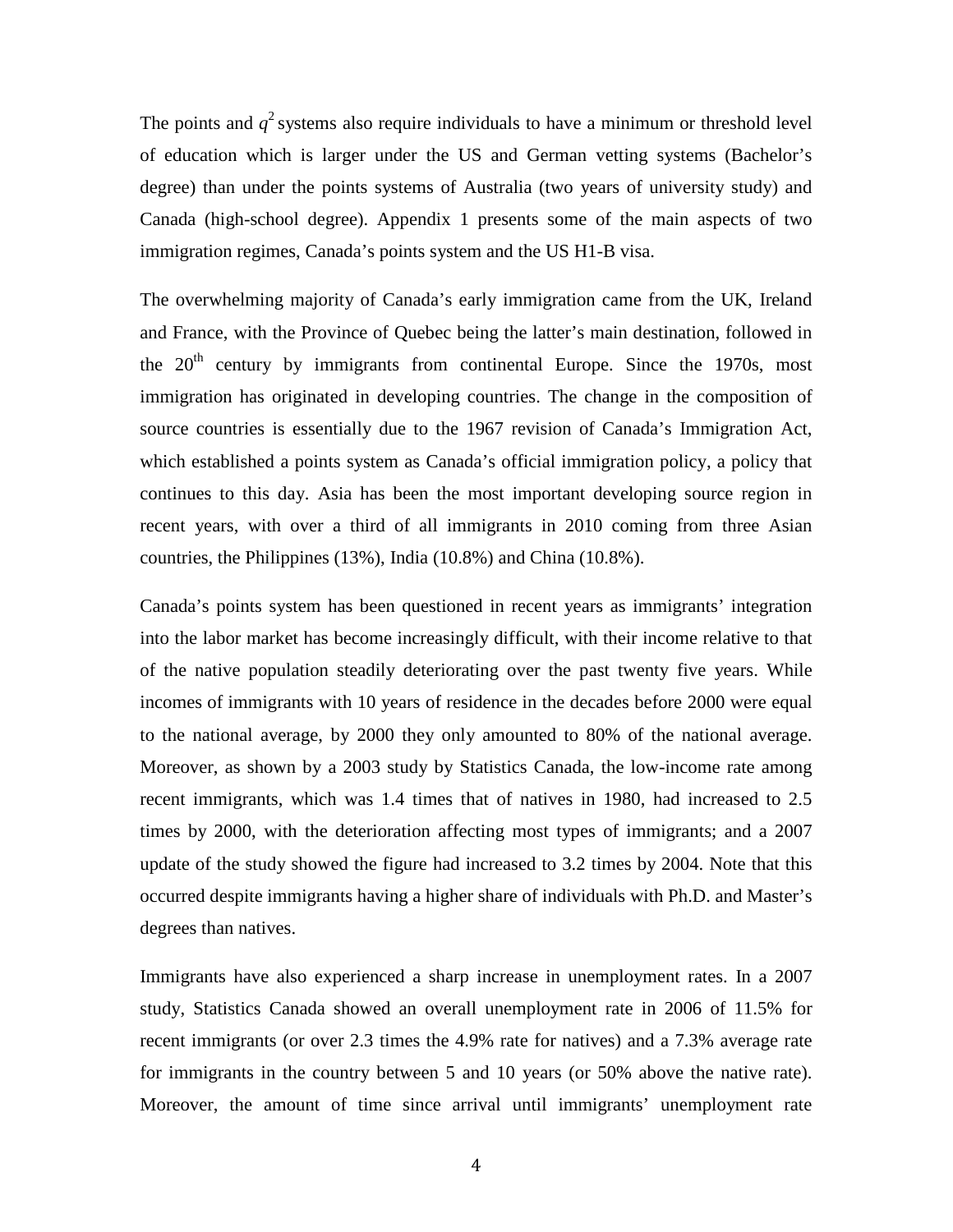The points and $q^2$ systems also require individuals to have a minimum or threshold level of education which is larger under the US and German vetting systems (Bachelor's degree) than under the points systems of Australia (two years of university study) and Canada (high-school degree). Appendix 1 presents some of the main aspects of two immigration regimes, Canada's points system and the US H1-B visa.

The overwhelming majority of Canada's early immigration came from the UK, Ireland and France, with the Province of Quebec being the latter's main destination, followed in the 20th century by immigrants from continental Europe. Since the 1970s, most immigration has originated in developing countries. The change in the composition of source countries is essentially due to the 1967 revision of Canada's Immigration Act, which established a points system as Canada's official immigration policy, a policy that continues to this day. Asia has been the most important developing source region in recent years, with over a third of all immigrants in 2010 coming from three Asian countries, the Philippines (13%), India (10.8%) and China (10.8%).

Canada's points system has been questioned in recent years as immigrants' integration into the labor market has become increasingly difficult, with their income relative to that of the native population steadily deteriorating over the past twenty five years. While incomes of immigrants with 10 years of residence in the decades before 2000 were equal to the national average, by 2000 they only amounted to 80% of the national average. Moreover, as shown by a 2003 study by Statistics Canada, the low-income rate among recent immigrants, which was 1.4 times that of natives in 1980, had increased to 2.5 times by 2000, with the deterioration affecting most types of immigrants; and a 2007 update of the study showed the figure had increased to 3.2 times by 2004. Note that this occurred despite immigrants having a higher share of individuals with Ph.D. and Master's degrees than natives.

Immigrants have also experienced a sharp increase in unemployment rates. In a 2007 study, Statistics Canada showed an overall unemployment rate in 2006 of 11.5% for recent immigrants (or over 2.3 times the 4.9% rate for natives) and a 7.3% average rate for immigrants in the country between 5 and 10 years (or 50% above the native rate). Moreover, the amount of time since arrival until immigrants' unemployment rate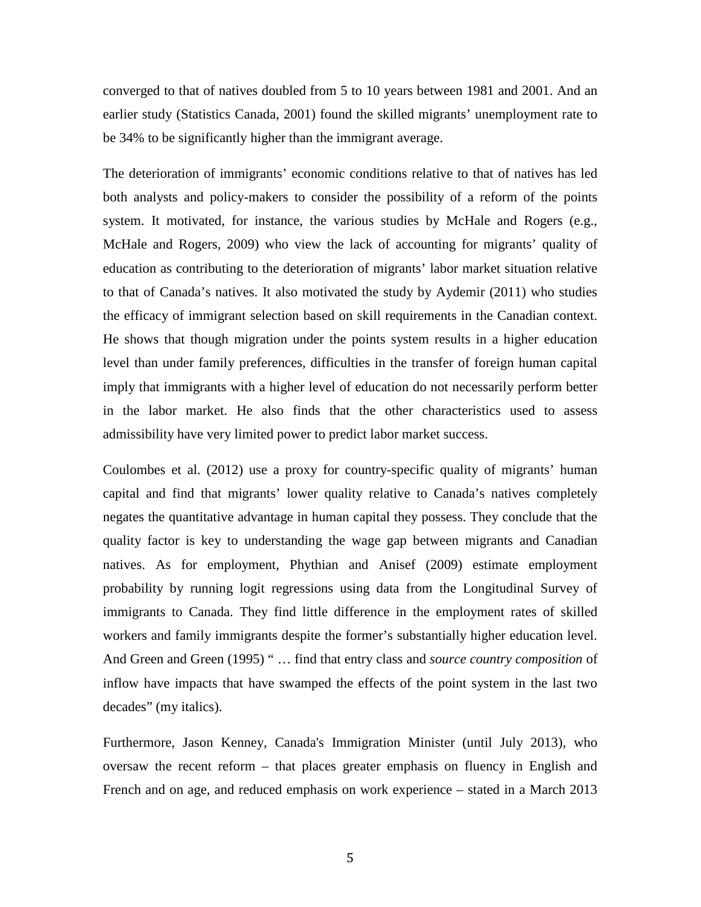converged to that of natives doubled from 5 to 10 years between 1981 and 2001. And an earlier study (Statistics Canada, 2001) found the skilled migrants' unemployment rate to be 34% to be significantly higher than the immigrant average.

The deterioration of immigrants' economic conditions relative to that of natives has led both analysts and policy-makers to consider the possibility of a reform of the points system. It motivated, for instance, the various studies by McHale and Rogers (e.g., McHale and Rogers, 2009) who view the lack of accounting for migrants' quality of education as contributing to the deterioration of migrants' labor market situation relative to that of Canada's natives. It also motivated the study by Aydemir (2011) who studies the efficacy of immigrant selection based on skill requirements in the Canadian context. He shows that though migration under the points system results in a higher education level than under family preferences, difficulties in the transfer of foreign human capital imply that immigrants with a higher level of education do not necessarily perform better in the labor market. He also finds that the other characteristics used to assess admissibility have very limited power to predict labor market success.

Coulombes et al. (2012) use a proxy for country-specific quality of migrants' human capital and find that migrants' lower quality relative to Canada's natives completely negates the quantitative advantage in human capital they possess. They conclude that the quality factor is key to understanding the wage gap between migrants and Canadian natives. As for employment, Phythian and Anisef (2009) estimate employment probability by running logit regressions using data from the Longitudinal Survey of immigrants to Canada. They find little difference in the employment rates of skilled workers and family immigrants despite the former's substantially higher education level. And Green and Green (1995) " … find that entry class and *source country composition* of inflow have impacts that have swamped the effects of the point system in the last two decades" (my italics).

Furthermore, Jason Kenney, Canada's Immigration Minister (until July 2013), who oversaw the recent reform – that places greater emphasis on fluency in English and French and on age, and reduced emphasis on work experience – stated in a March 2013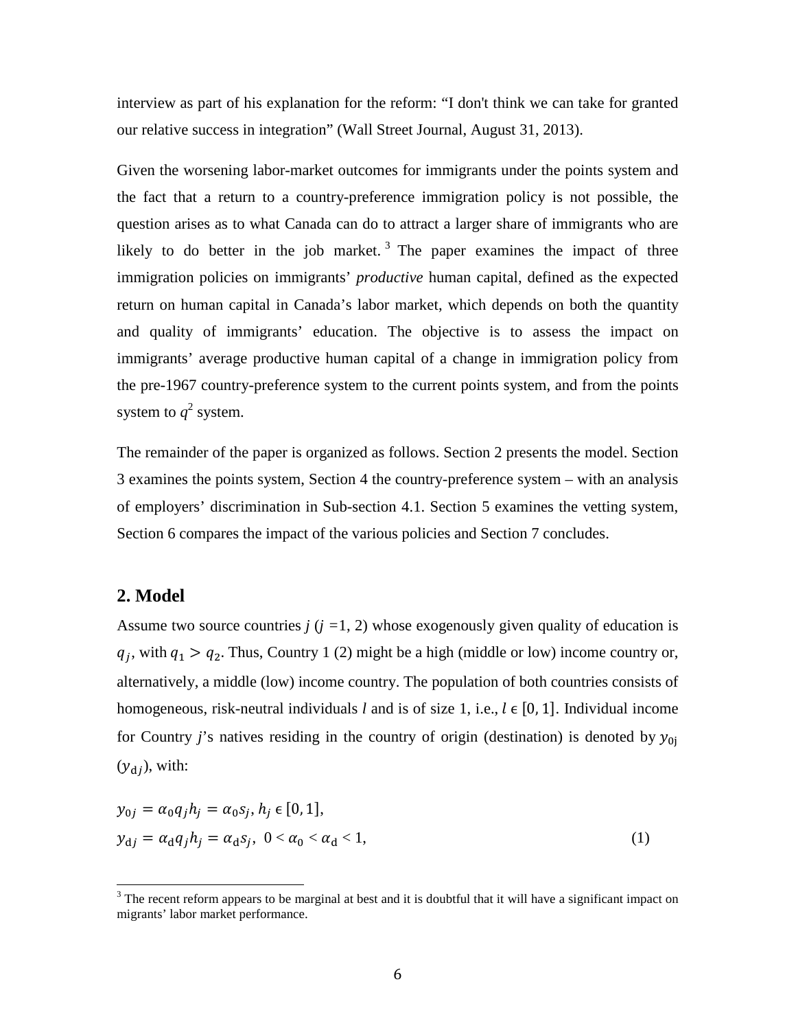interview as part of his explanation for the reform: “I don't think we can take for granted our relative success in integration” (Wall Street Journal, August 31, 2013).

Given the worsening labor-market outcomes for immigrants under the points system and the fact that a return to a country-preference immigration policy is not possible, the question arises as to what Canada can do to attract a larger share of immigrants who are likely to do better in the job market.[3] The paper examines the impact of three immigration policies on immigrants’ *productive* human capital, defined as the expected return on human capital in Canada’s labor market, which depends on both the quantity and quality of immigrants’ education. The objective is to assess the impact on immigrants’ average productive human capital of a change in immigration policy from the pre-1967 country-preference system to the current points system, and from the points system to $q^2$ system.

The remainder of the paper is organized as follows. Section 2 presents the model. Section 3 examines the points system, Section 4 the country-preference system – with an analysis of employers’ discrimination in Sub-section 4.1. Section 5 examines the vetting system, Section 6 compares the impact of the various policies and Section 7 concludes.

## 2. Model

Assume two source countries $j$ ($j$ =1, 2) whose exogenously given quality of education is $q_j$, with $q_1 > q_2$. Thus, Country 1 (2) might be a high (middle or low) income country or, alternatively, a middle (low) income country. The population of both countries consists of homogeneous, risk-neutral individuals $l$ and is of size 1, i.e., $l \in [0, 1]$. Individual income for Country $j$’s natives residing in the country of origin (destination) is denoted by $y_{0j}$ ($y_{dj}$), with:

$$y_{0j} = \alpha_0 q_j h_j = \alpha_0 s_j,\ h_j \in [0, 1],$$
$$y_{dj} = \alpha_d q_j h_j = \alpha_d s_j,\ 0 < \alpha_0 < \alpha_d < 1, \tag{1}$$

[3] The recent reform appears to be marginal at best and it is doubtful that it will have a significant impact on migrants’ labor market performance.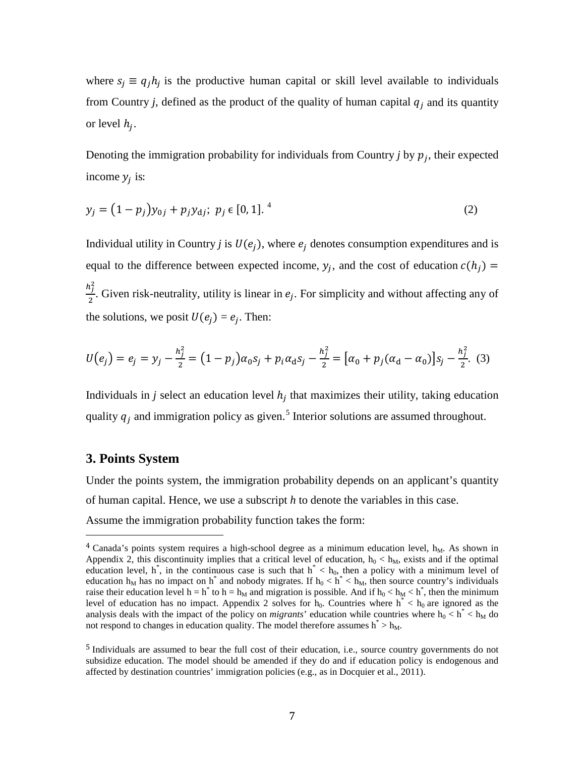where $s_j \equiv q_j h_j$ is the productive human capital or skill level available to individuals from Country *j*, defined as the product of the quality of human capital $q_j$ and its quantity or level $h_j$.

Denoting the immigration probability for individuals from Country *j* by $p_j$, their expected income $y_j$ is:

$$y_j = (1 - p_j)y_{0j} + p_j y_{\mathrm{d}j};\ p_j \in [0, 1].^{4} \tag{2}$$

Individual utility in Country *j* is $U(e_j)$, where $e_j$ denotes consumption expenditures and is equal to the difference between expected income, $y_j$, and the cost of education $c(h_j) = \frac{h_j^2}{2}$. Given risk-neutrality, utility is linear in $e_j$. For simplicity and without affecting any of the solutions, we posit $U(e_j) = e_j$. Then:

$$U(e_j) = e_j = y_j - \frac{h_j^2}{2} = (1 - p_j)\alpha_0 s_j + p_i \alpha_{\mathrm{d}} s_j - \frac{h_j^2}{2} = [\alpha_0 + p_j(\alpha_{\mathrm{d}} - \alpha_0)]s_j - \frac{h_j^2}{2}. \tag{3}$$

Individuals in *j* select an education level $h_j$ that maximizes their utility, taking education quality $q_j$ and immigration policy as given.[5] Interior solutions are assumed throughout.

## 3. Points System

Under the points system, the immigration probability depends on an applicant's quantity of human capital. Hence, we use a subscript *h* to denote the variables in this case.

Assume the immigration probability function takes the form:

---

[4] Canada's points system requires a high-school degree as a minimum education level, $h_M$. As shown in Appendix 2, this discontinuity implies that a critical level of education, $h_0 < h_M$, exists and if the optimal education level, $h^*$, in the continuous case is such that $h^* < h_0$, then a policy with a minimum level of education $h_M$ has no impact on $h^*$ and nobody migrates. If $h_0 < h^* < h_M$, then source country's individuals raise their education level $h = h^*$ to $h = h_M$ and migration is possible. And if $h_0 < h_M < h^*$, then the minimum level of education has no impact. Appendix 2 solves for $h_0$. Countries where $h^* < h_0$ are ignored as the analysis deals with the impact of the policy on *migrants*' education while countries where $h_0 < h^* < h_M$ do not respond to changes in education quality. The model therefore assumes $h^* > h_M$.

[5] Individuals are assumed to bear the full cost of their education, i.e., source country governments do not subsidize education. The model should be amended if they do and if education policy is endogenous and affected by destination countries' immigration policies (e.g., as in Docquier et al., 2011).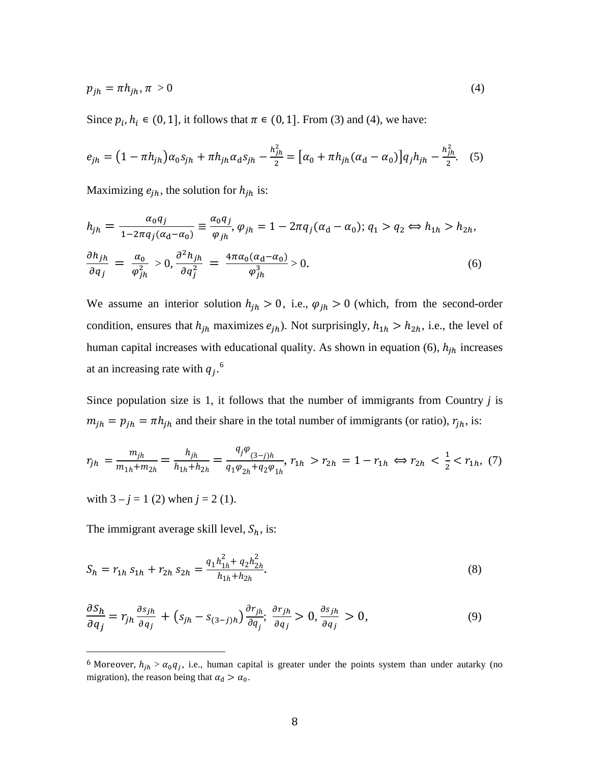$$p_{jh} = \pi h_{jh}, \pi > 0 \tag{4}$$

Since $p_i, h_i \in (0, 1]$, it follows that $\pi \in (0, 1]$. From (3) and (4), we have:

$$e_{jh} = (1 - \pi h_{jh})\alpha_0 s_{jh} + \pi h_{jh} \alpha_d s_{jh} - \frac{h_{jh}^2}{2} = [\alpha_0 + \pi h_{jh}(\alpha_d - \alpha_0)] q_j h_{jh} - \frac{h_{jh}^2}{2}. \tag{5}$$

Maximizing $e_{jh}$, the solution for $h_{jh}$ is:

$$h_{jh} = \frac{\alpha_0 q_j}{1 - 2\pi q_j(\alpha_d - \alpha_0)} \equiv \frac{\alpha_0 q_j}{\varphi_{jh}}, \varphi_{jh} = 1 - 2\pi q_j(\alpha_d - \alpha_0); q_1 > q_2 \Leftrightarrow h_{1h} > h_{2h},$$

$$\frac{\partial h_{jh}}{\partial q_j} = \frac{\alpha_0}{\varphi_{jh}^2} > 0, \frac{\partial^2 h_{jh}}{\partial q_j^2} = \frac{4\pi \alpha_0(\alpha_d - \alpha_0)}{\varphi_{jh}^3} > 0. \tag{6}$$

We assume an interior solution $h_{jh} > 0$, i.e., $\varphi_{jh} > 0$ (which, from the second-order condition, ensures that $h_{jh}$ maximizes $e_{jh}$). Not surprisingly, $h_{1h} > h_{2h}$, i.e., the level of human capital increases with educational quality. As shown in equation (6), $h_{jh}$ increases at an increasing rate with $q_j$.[6]

Since population size is 1, it follows that the number of immigrants from Country *j* is $m_{jh} = p_{jh} = \pi h_{jh}$ and their share in the total number of immigrants (or ratio), $r_{jh}$, is:

$$r_{jh} = \frac{m_{jh}}{m_{1h} + m_{2h}} = \frac{h_{jh}}{h_{1h} + h_{2h}} = \frac{q_j \varphi_{(3-j)h}}{q_1 \varphi_{2h} + q_2 \varphi_{1h}}, r_{1h} > r_{2h} = 1 - r_{1h} \Leftrightarrow r_{2h} < \frac{1}{2} < r_{1h}, \tag{7}$$

with $3 - j = 1$ (2) when $j = 2$ (1).

The immigrant average skill level, $S_h$, is:

$$S_h = r_{1h}\, s_{1h} + r_{2h}\, s_{2h} = \frac{q_1 h_{1h}^2 + q_2 h_{2h}^2}{h_{1h} + h_{2h}}. \tag{8}$$

$$\frac{\partial S_h}{\partial q_j} = r_{jh} \frac{\partial s_{jh}}{\partial q_j} + \left(s_{jh} - s_{(3-j)h}\right) \frac{\partial r_{jh}}{\partial q_j};\ \frac{\partial r_{jh}}{\partial q_j} > 0, \frac{\partial s_{jh}}{\partial q_j} > 0, \tag{9}$$

[6] Moreover, $h_{jh} > \alpha_0 q_j$, i.e., human capital is greater under the points system than under autarky (no migration), the reason being that $\alpha_d > \alpha_0$.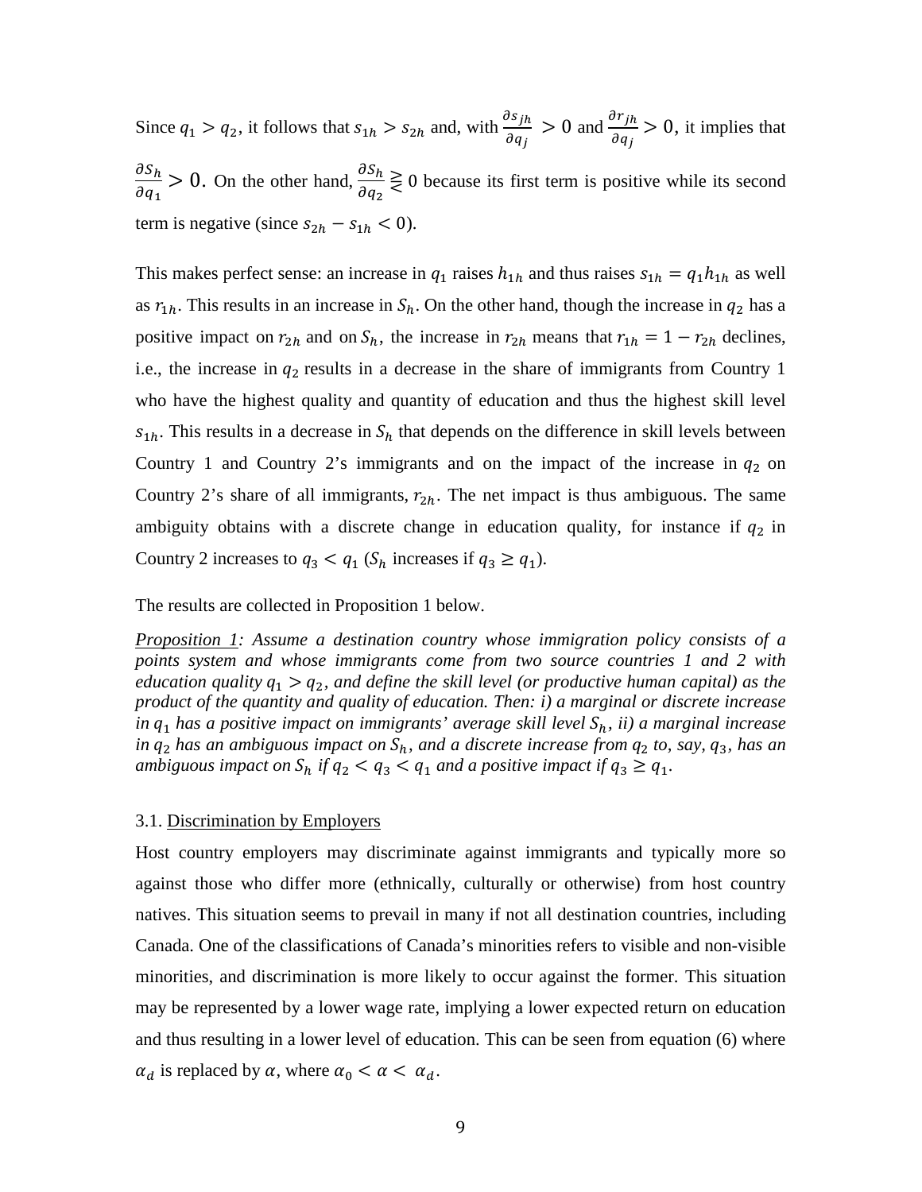Since $q_1 > q_2$, it follows that $s_{1h} > s_{2h}$ and, with $\frac{\partial s_{jh}}{\partial q_j} > 0$ and $\frac{\partial r_{jh}}{\partial q_j} > 0$, it implies that $\frac{\partial S_h}{\partial q_1} > 0$. On the other hand, $\frac{\partial S_h}{\partial q_2} \gtreqless 0$ because its first term is positive while its second term is negative (since $s_{2h} - s_{1h} < 0$).

This makes perfect sense: an increase in $q_1$ raises $h_{1h}$ and thus raises $s_{1h} = q_1 h_{1h}$ as well as $r_{1h}$. This results in an increase in $S_h$. On the other hand, though the increase in $q_2$ has a positive impact on $r_{2h}$ and on $S_h$, the increase in $r_{2h}$ means that $r_{1h} = 1 - r_{2h}$ declines, i.e., the increase in $q_2$ results in a decrease in the share of immigrants from Country 1 who have the highest quality and quantity of education and thus the highest skill level $s_{1h}$. This results in a decrease in $S_h$ that depends on the difference in skill levels between Country 1 and Country 2's immigrants and on the impact of the increase in $q_2$ on Country 2's share of all immigrants, $r_{2h}$. The net impact is thus ambiguous. The same ambiguity obtains with a discrete change in education quality, for instance if $q_2$ in Country 2 increases to $q_3 < q_1$ ($S_h$ increases if $q_3 \geq q_1$).

The results are collected in Proposition 1 below.

*Proposition 1: Assume a destination country whose immigration policy consists of a points system and whose immigrants come from two source countries 1 and 2 with education quality $q_1 > q_2$, and define the skill level (or productive human capital) as the product of the quantity and quality of education. Then: i) a marginal or discrete increase in $q_1$ has a positive impact on immigrants' average skill level $S_h$, ii) a marginal increase in $q_2$ has an ambiguous impact on $S_h$, and a discrete increase from $q_2$ to, say, $q_3$, has an ambiguous impact on $S_h$ if $q_2 < q_3 < q_1$ and a positive impact if $q_3 \geq q_1$.*

### 3.1. Discrimination by Employers

Host country employers may discriminate against immigrants and typically more so against those who differ more (ethnically, culturally or otherwise) from host country natives. This situation seems to prevail in many if not all destination countries, including Canada. One of the classifications of Canada's minorities refers to visible and non-visible minorities, and discrimination is more likely to occur against the former. This situation may be represented by a lower wage rate, implying a lower expected return on education and thus resulting in a lower level of education. This can be seen from equation (6) where $\alpha_d$ is replaced by $\alpha$, where $\alpha_0 < \alpha < \alpha_d$.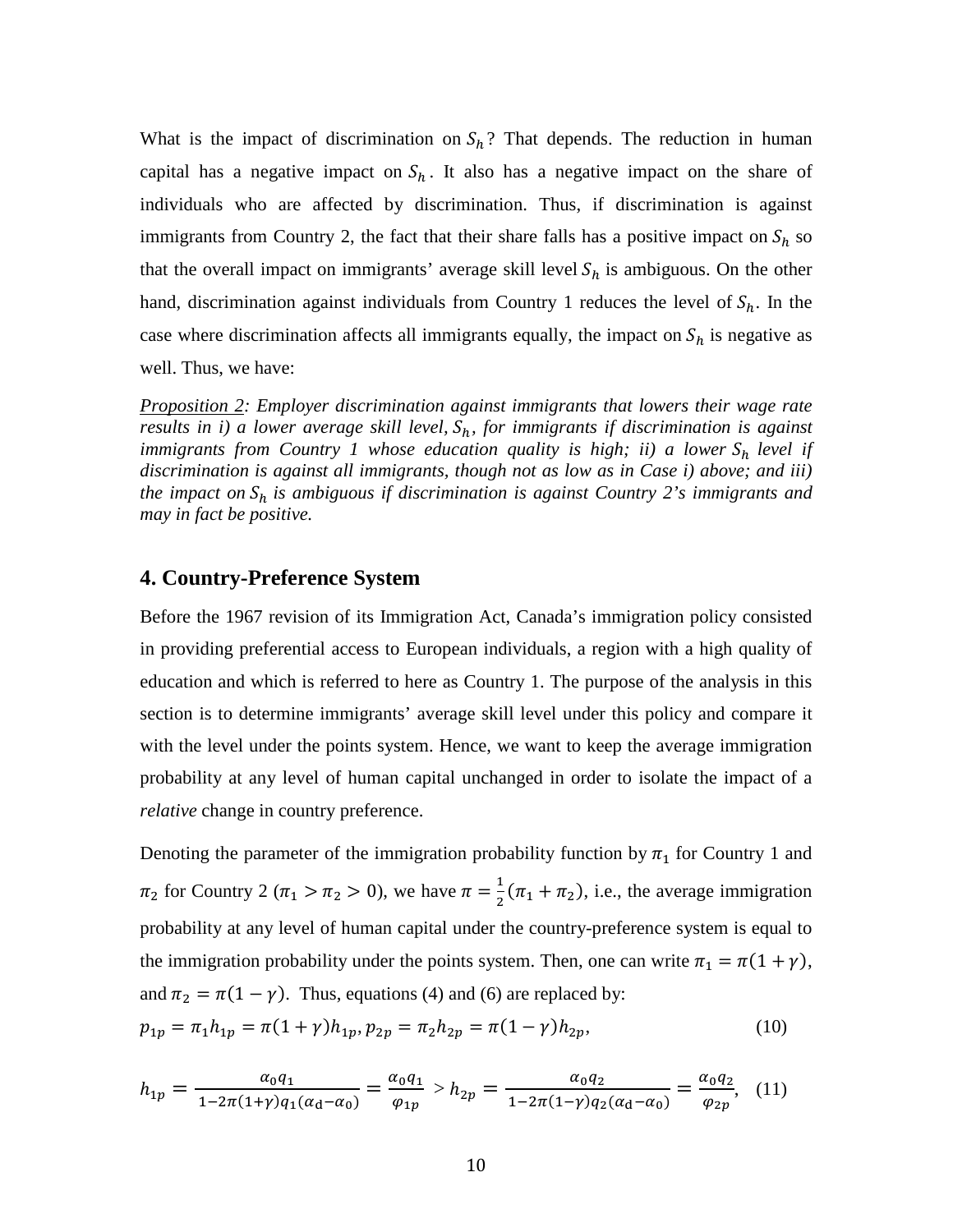What is the impact of discrimination on $S_h$? That depends. The reduction in human capital has a negative impact on $S_h$. It also has a negative impact on the share of individuals who are affected by discrimination. Thus, if discrimination is against immigrants from Country 2, the fact that their share falls has a positive impact on $S_h$ so that the overall impact on immigrants' average skill level $S_h$ is ambiguous. On the other hand, discrimination against individuals from Country 1 reduces the level of $S_h$. In the case where discrimination affects all immigrants equally, the impact on $S_h$ is negative as well. Thus, we have:

*<u>Proposition 2</u>: Employer discrimination against immigrants that lowers their wage rate results in i) a lower average skill level, $S_h$, for immigrants if discrimination is against immigrants from Country 1 whose education quality is high; ii) a lower $S_h$ level if discrimination is against all immigrants, though not as low as in Case i) above; and iii) the impact on $S_h$ is ambiguous if discrimination is against Country 2's immigrants and may in fact be positive.*

## 4. Country-Preference System

Before the 1967 revision of its Immigration Act, Canada's immigration policy consisted in providing preferential access to European individuals, a region with a high quality of education and which is referred to here as Country 1. The purpose of the analysis in this section is to determine immigrants' average skill level under this policy and compare it with the level under the points system. Hence, we want to keep the average immigration probability at any level of human capital unchanged in order to isolate the impact of a *relative* change in country preference.

Denoting the parameter of the immigration probability function by $\pi_1$ for Country 1 and $\pi_2$ for Country 2 ($\pi_1 > \pi_2 > 0$), we have $\pi = \frac{1}{2}(\pi_1 + \pi_2)$, i.e., the average immigration probability at any level of human capital under the country-preference system is equal to the immigration probability under the points system. Then, one can write $\pi_1 = \pi(1+\gamma)$, and $\pi_2 = \pi(1-\gamma)$. Thus, equations (4) and (6) are replaced by:

$$p_{1p} = \pi_1 h_{1p} = \pi(1+\gamma)h_{1p}, p_{2p} = \pi_2 h_{2p} = \pi(1-\gamma)h_{2p}, \tag{10}$$

$$h_{1p} = \frac{\alpha_0 q_1}{1-2\pi(1+\gamma)q_1(\alpha_d - \alpha_0)} = \frac{\alpha_0 q_1}{\varphi_{1p}} > h_{2p} = \frac{\alpha_0 q_2}{1-2\pi(1-\gamma)q_2(\alpha_d - \alpha_0)} = \frac{\alpha_0 q_2}{\varphi_{2p}}, \tag{11}$$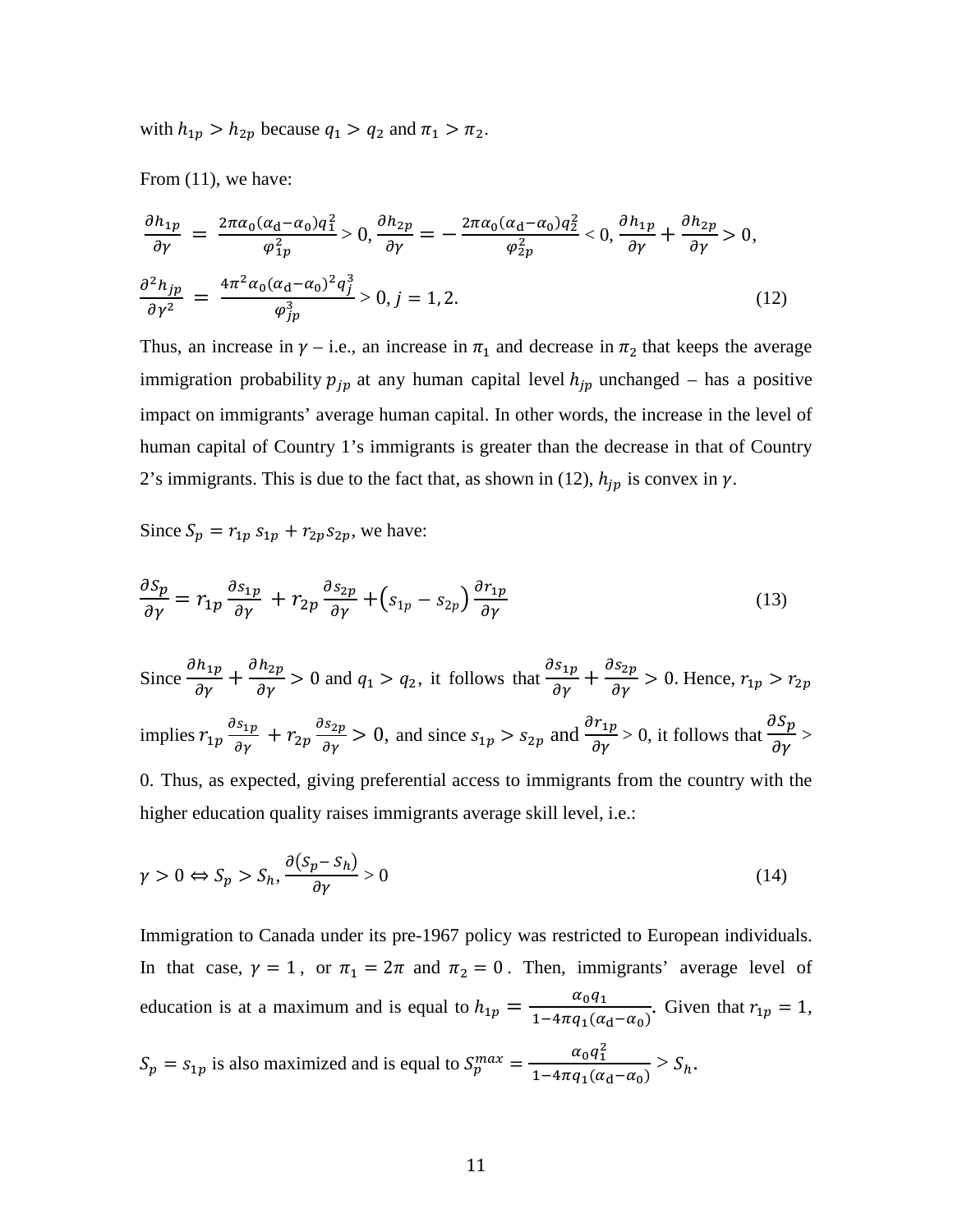with $h_{1p} > h_{2p}$ because $q_1 > q_2$ and $\pi_1 > \pi_2$.

From (11), we have:

$$\frac{\partial h_{1p}}{\partial \gamma} = \frac{2\pi\alpha_0(\alpha_\text{d}-\alpha_0)q_1^2}{\varphi_{1p}^2} > 0, \frac{\partial h_{2p}}{\partial \gamma} = -\frac{2\pi\alpha_0(\alpha_\text{d}-\alpha_0)q_2^2}{\varphi_{2p}^2} < 0, \frac{\partial h_{1p}}{\partial \gamma} + \frac{\partial h_{2p}}{\partial \gamma} > 0,$$

$$\frac{\partial^2 h_{jp}}{\partial \gamma^2} = \frac{4\pi^2\alpha_0(\alpha_\text{d}-\alpha_0)^2 q_j^3}{\varphi_{jp}^3} > 0, j = 1, 2. \tag{12}$$

Thus, an increase in $\gamma$ – i.e., an increase in $\pi_1$ and decrease in $\pi_2$ that keeps the average immigration probability $p_{jp}$ at any human capital level $h_{jp}$ unchanged – has a positive impact on immigrants' average human capital. In other words, the increase in the level of human capital of Country 1's immigrants is greater than the decrease in that of Country 2's immigrants. This is due to the fact that, as shown in (12), $h_{jp}$ is convex in $\gamma$.

Since $S_p = r_{1p}\, s_{1p} + r_{2p} s_{2p}$, we have:

$$\frac{\partial S_p}{\partial \gamma} = r_{1p}\frac{\partial s_{1p}}{\partial \gamma} + r_{2p}\frac{\partial s_{2p}}{\partial \gamma} + \left(s_{1p} - s_{2p}\right)\frac{\partial r_{1p}}{\partial \gamma} \tag{13}$$

Since $\frac{\partial h_{1p}}{\partial \gamma} + \frac{\partial h_{2p}}{\partial \gamma} > 0$ and $q_1 > q_2$, it follows that $\frac{\partial s_{1p}}{\partial \gamma} + \frac{\partial s_{2p}}{\partial \gamma} > 0$. Hence, $r_{1p} > r_{2p}$ implies $r_{1p}\frac{\partial s_{1p}}{\partial \gamma} + r_{2p}\frac{\partial s_{2p}}{\partial \gamma} > 0$, and since $s_{1p} > s_{2p}$ and $\frac{\partial r_{1p}}{\partial \gamma} > 0$, it follows that $\frac{\partial S_p}{\partial \gamma} > 0$. Thus, as expected, giving preferential access to immigrants from the country with the higher education quality raises immigrants average skill level, i.e.:

$$\gamma > 0 \Leftrightarrow S_p > S_h, \frac{\partial (S_p - S_h)}{\partial \gamma} > 0 \tag{14}$$

Immigration to Canada under its pre-1967 policy was restricted to European individuals. In that case, $\gamma = 1$, or $\pi_1 = 2\pi$ and $\pi_2 = 0$. Then, immigrants' average level of education is at a maximum and is equal to $h_{1p} = \frac{\alpha_0 q_1}{1-4\pi q_1(\alpha_\text{d}-\alpha_0)}$. Given that $r_{1p} = 1$, $S_p = s_{1p}$ is also maximized and is equal to $S_p^{max} = \frac{\alpha_0 q_1^2}{1-4\pi q_1(\alpha_\text{d}-\alpha_0)} > S_h$.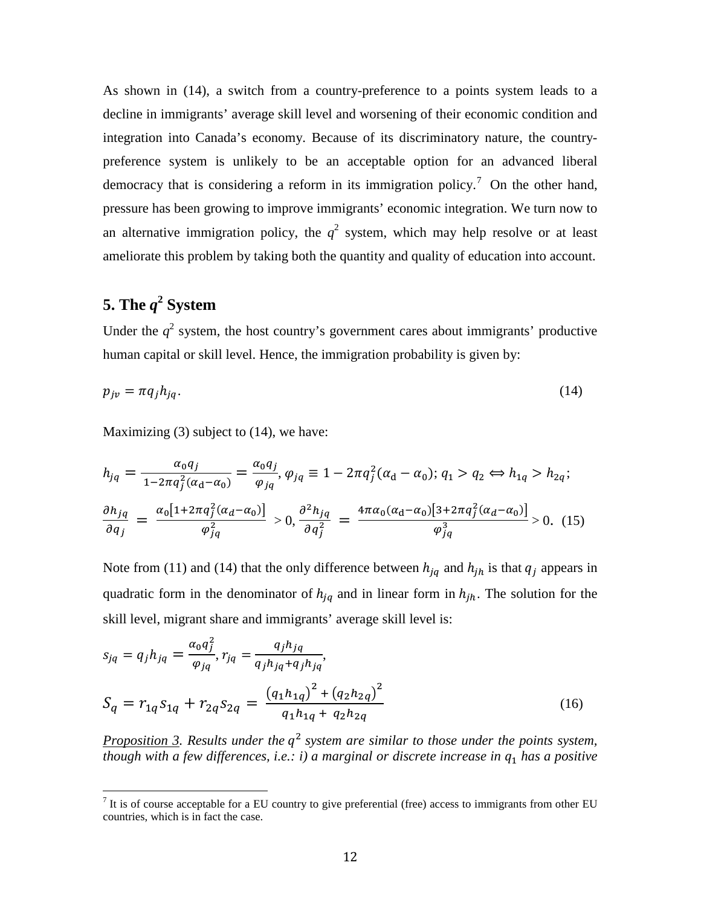As shown in (14), a switch from a country-preference to a points system leads to a decline in immigrants' average skill level and worsening of their economic condition and integration into Canada's economy. Because of its discriminatory nature, the country-preference system is unlikely to be an acceptable option for an advanced liberal democracy that is considering a reform in its immigration policy.[7] On the other hand, pressure has been growing to improve immigrants' economic integration. We turn now to an alternative immigration policy, the $q^2$ system, which may help resolve or at least ameliorate this problem by taking both the quantity and quality of education into account.

## 5. The $q^2$ System

Under the $q^2$ system, the host country's government cares about immigrants' productive human capital or skill level. Hence, the immigration probability is given by:

$$p_{jv} = \pi q_j h_{jq}. \tag{14}$$

Maximizing (3) subject to (14), we have:

$$h_{jq} = \frac{\alpha_0 q_j}{1 - 2\pi q_j^2(\alpha_\text{d} - \alpha_0)} = \frac{\alpha_0 q_j}{\varphi_{jq}}, \varphi_{jq} \equiv 1 - 2\pi q_j^2(\alpha_\text{d} - \alpha_0);\ q_1 > q_2 \Leftrightarrow h_{1q} > h_{2q};$$

$$\frac{\partial h_{jq}}{\partial q_j} = \frac{\alpha_0\left[1 + 2\pi q_j^2(\alpha_d - \alpha_0)\right]}{\varphi_{jq}^2} > 0, \frac{\partial^2 h_{jq}}{\partial q_j^2} = \frac{4\pi\alpha_0(\alpha_\text{d} - \alpha_0)\left[3 + 2\pi q_j^2(\alpha_d - \alpha_0)\right]}{\varphi_{jq}^3} > 0. \tag{15}$$

Note from (11) and (14) that the only difference between $h_{jq}$ and $h_{jh}$ is that $q_j$ appears in quadratic form in the denominator of $h_{jq}$ and in linear form in $h_{jh}$. The solution for the skill level, migrant share and immigrants' average skill level is:

$$s_{jq} = q_j h_{jq} = \frac{\alpha_0 q_j^2}{\varphi_{jq}}, r_{jq} = \frac{q_j h_{jq}}{q_j h_{jq} + q_j h_{jq}},$$

$$S_q = r_{1q}s_{1q} + r_{2q}s_{2q} = \frac{\left(q_1 h_{1q}\right)^2 + \left(q_2 h_{2q}\right)^2}{q_1 h_{1q} + q_2 h_{2q}} \tag{16}$$

<u>*Proposition 3*</u>*. Results under the $q^2$ system are similar to those under the points system, though with a few differences, i.e.: i) a marginal or discrete increase in $q_1$ has a positive*

[7] It is of course acceptable for a EU country to give preferential (free) access to immigrants from other EU countries, which is in fact the case.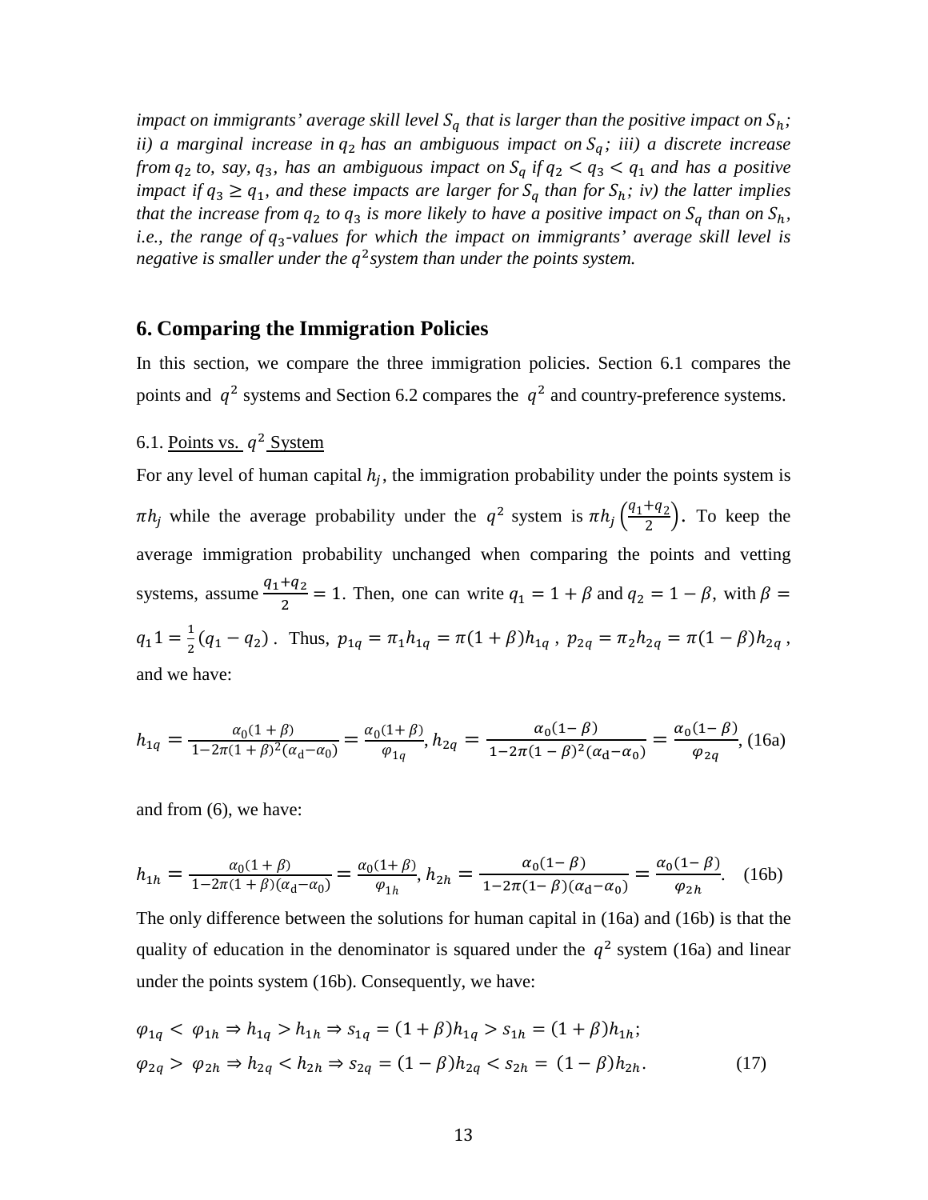*impact on immigrants' average skill level $S_q$ that is larger than the positive impact on $S_h$; ii) a marginal increase in $q_2$ has an ambiguous impact on $S_q$; iii) a discrete increase from $q_2$ to, say, $q_3$, has an ambiguous impact on $S_q$ if $q_2 < q_3 < q_1$ and has a positive impact if $q_3 \geq q_1$, and these impacts are larger for $S_q$ than for $S_h$; iv) the latter implies that the increase from $q_2$ to $q_3$ is more likely to have a positive impact on $S_q$ than on $S_h$, i.e., the range of $q_3$-values for which the impact on immigrants' average skill level is negative is smaller under the $q^2$ system than under the points system.*

## 6. Comparing the Immigration Policies

In this section, we compare the three immigration policies. Section 6.1 compares the points and $q^2$ systems and Section 6.2 compares the $q^2$ and country-preference systems.

### 6.1. Points vs. $q^2$ System

For any level of human capital $h_j$, the immigration probability under the points system is $\pi h_j$ while the average probability under the $q^2$ system is $\pi h_j \left(\frac{q_1+q_2}{2}\right)$. To keep the average immigration probability unchanged when comparing the points and vetting systems, assume $\frac{q_1+q_2}{2} = 1$. Then, one can write $q_1 = 1 + \beta$ and $q_2 = 1 - \beta$, with $\beta = q_1 1 = \frac{1}{2}(q_1 - q_2)$. Thus, $p_{1q} = \pi_1 h_{1q} = \pi(1+\beta)h_{1q}$, $p_{2q} = \pi_2 h_{2q} = \pi(1-\beta)h_{2q}$, and we have:

$$h_{1q} = \frac{\alpha_0(1+\beta)}{1-2\pi(1+\beta)^2(\alpha_d - \alpha_0)} = \frac{\alpha_0(1+\beta)}{\varphi_{1q}}, h_{2q} = \frac{\alpha_0(1-\beta)}{1-2\pi(1-\beta)^2(\alpha_d - \alpha_0)} = \frac{\alpha_0(1-\beta)}{\varphi_{2q}}, \quad (16a)$$

and from (6), we have:

$$h_{1h} = \frac{\alpha_0(1+\beta)}{1-2\pi(1+\beta)(\alpha_d - \alpha_0)} = \frac{\alpha_0(1+\beta)}{\varphi_{1h}}, h_{2h} = \frac{\alpha_0(1-\beta)}{1-2\pi(1-\beta)(\alpha_d - \alpha_0)} = \frac{\alpha_0(1-\beta)}{\varphi_{2h}}. \quad (16b)$$

The only difference between the solutions for human capital in (16a) and (16b) is that the quality of education in the denominator is squared under the $q^2$ system (16a) and linear under the points system (16b). Consequently, we have:

$$\varphi_{1q} < \varphi_{1h} \Rightarrow h_{1q} > h_{1h} \Rightarrow s_{1q} = (1+\beta)h_{1q} > s_{1h} = (1+\beta)h_{1h};$$
$$\varphi_{2q} > \varphi_{2h} \Rightarrow h_{2q} < h_{2h} \Rightarrow s_{2q} = (1-\beta)h_{2q} < s_{2h} = (1-\beta)h_{2h}. \quad (17)$$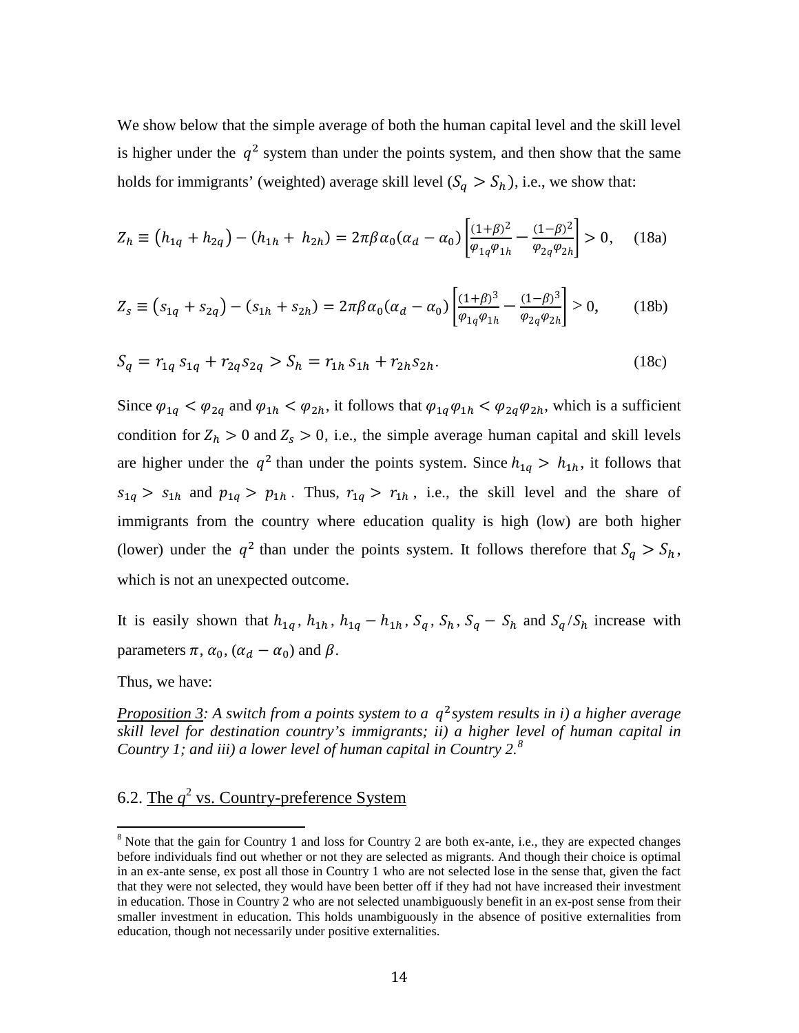We show below that the simple average of both the human capital level and the skill level is higher under the $q^2$ system than under the points system, and then show that the same holds for immigrants' (weighted) average skill level ($S_q > S_h$), i.e., we show that:

$$Z_h \equiv \left(h_{1q} + h_{2q}\right) - \left(h_{1h} + h_{2h}\right) = 2\pi\beta\alpha_0(\alpha_d - \alpha_0)\left[\frac{(1+\beta)^2}{\varphi_{1q}\varphi_{1h}} - \frac{(1-\beta)^2}{\varphi_{2q}\varphi_{2h}}\right] > 0, \quad \text{(18a)}$$

$$Z_s \equiv \left(s_{1q} + s_{2q}\right) - \left(s_{1h} + s_{2h}\right) = 2\pi\beta\alpha_0(\alpha_d - \alpha_0)\left[\frac{(1+\beta)^3}{\varphi_{1q}\varphi_{1h}} - \frac{(1-\beta)^3}{\varphi_{2q}\varphi_{2h}}\right] > 0, \quad \text{(18b)}$$

$$S_q = r_{1q}\, s_{1q} + r_{2q}s_{2q} > S_h = r_{1h}\, s_{1h} + r_{2h}s_{2h}. \quad \text{(18c)}$$

Since $\varphi_{1q} < \varphi_{2q}$ and $\varphi_{1h} < \varphi_{2h}$, it follows that $\varphi_{1q}\varphi_{1h} < \varphi_{2q}\varphi_{2h}$, which is a sufficient condition for $Z_h > 0$ and $Z_s > 0$, i.e., the simple average human capital and skill levels are higher under the $q^2$ than under the points system. Since $h_{1q} > h_{1h}$, it follows that $s_{1q} > s_{1h}$ and $p_{1q} > p_{1h}$. Thus, $r_{1q} > r_{1h}$, i.e., the skill level and the share of immigrants from the country where education quality is high (low) are both higher (lower) under the $q^2$ than under the points system. It follows therefore that $S_q > S_h$, which is not an unexpected outcome.

It is easily shown that $h_{1q}$, $h_{1h}$, $h_{1q} - h_{1h}$, $S_q$, $S_h$, $S_q - S_h$ and $S_q/S_h$ increase with parameters $\pi$, $\alpha_0$, $(\alpha_d - \alpha_0)$ and $\beta$.

Thus, we have:

*<u>Proposition 3</u>: A switch from a points system to a $q^2$ system results in i) a higher average skill level for destination country's immigrants; ii) a higher level of human capital in Country 1; and iii) a lower level of human capital in Country 2.*[8]

## 6.2. The $q^2$ vs. Country-preference System

[8] Note that the gain for Country 1 and loss for Country 2 are both ex-ante, i.e., they are expected changes before individuals find out whether or not they are selected as migrants. And though their choice is optimal in an ex-ante sense, ex post all those in Country 1 who are not selected lose in the sense that, given the fact that they were not selected, they would have been better off if they had not have increased their investment in education. Those in Country 2 who are not selected unambiguously benefit in an ex-post sense from their smaller investment in education. This holds unambiguously in the absence of positive externalities from education, though not necessarily under positive externalities.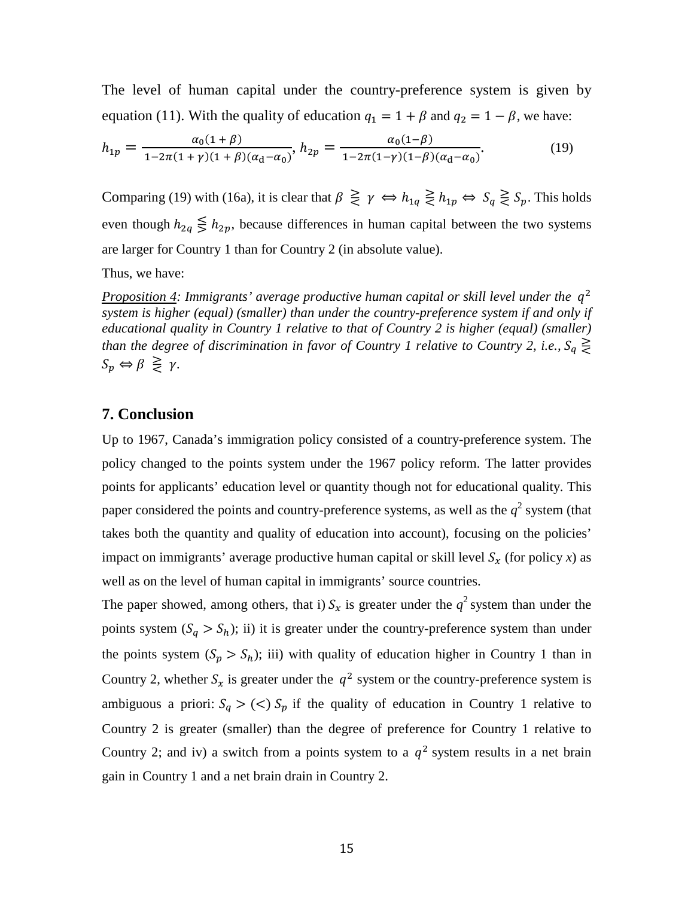The level of human capital under the country-preference system is given by equation (11). With the quality of education $q_1 = 1 + \beta$ and $q_2 = 1 - \beta$, we have:

$$h_{1p} = \frac{\alpha_0(1+\beta)}{1-2\pi(1+\gamma)(1+\beta)(\alpha_d - \alpha_0)},\ h_{2p} = \frac{\alpha_0(1-\beta)}{1-2\pi(1-\gamma)(1-\beta)(\alpha_d - \alpha_0)}. \quad (19)$$

Comparing (19) with (16a), it is clear that $\beta \gtreqless \gamma \Leftrightarrow h_{1q} \gtreqless h_{1p} \Leftrightarrow S_q \gtreqless S_p$. This holds even though $h_{2q} \lesseqgtr h_{2p}$, because differences in human capital between the two systems are larger for Country 1 than for Country 2 (in absolute value).

Thus, we have:

*<u>Proposition 4</u>: Immigrants' average productive human capital or skill level under the $q^2$ system is higher (equal) (smaller) than under the country-preference system if and only if educational quality in Country 1 relative to that of Country 2 is higher (equal) (smaller) than the degree of discrimination in favor of Country 1 relative to Country 2, i.e., $S_q \gtreqless S_p \Leftrightarrow \beta \gtreqless \gamma$.*

## 7. Conclusion

Up to 1967, Canada's immigration policy consisted of a country-preference system. The policy changed to the points system under the 1967 policy reform. The latter provides points for applicants' education level or quantity though not for educational quality. This paper considered the points and country-preference systems, as well as the $q^2$ system (that takes both the quantity and quality of education into account), focusing on the policies' impact on immigrants' average productive human capital or skill level $S_x$ (for policy *x*) as well as on the level of human capital in immigrants' source countries.

The paper showed, among others, that i) $S_x$ is greater under the $q^2$ system than under the points system ($S_q > S_h$); ii) it is greater under the country-preference system than under the points system ($S_p > S_h$); iii) with quality of education higher in Country 1 than in Country 2, whether $S_x$ is greater under the $q^2$ system or the country-preference system is ambiguous a priori: $S_q > (<)\, S_p$ if the quality of education in Country 1 relative to Country 2 is greater (smaller) than the degree of preference for Country 1 relative to Country 2; and iv) a switch from a points system to a $q^2$ system results in a net brain gain in Country 1 and a net brain drain in Country 2.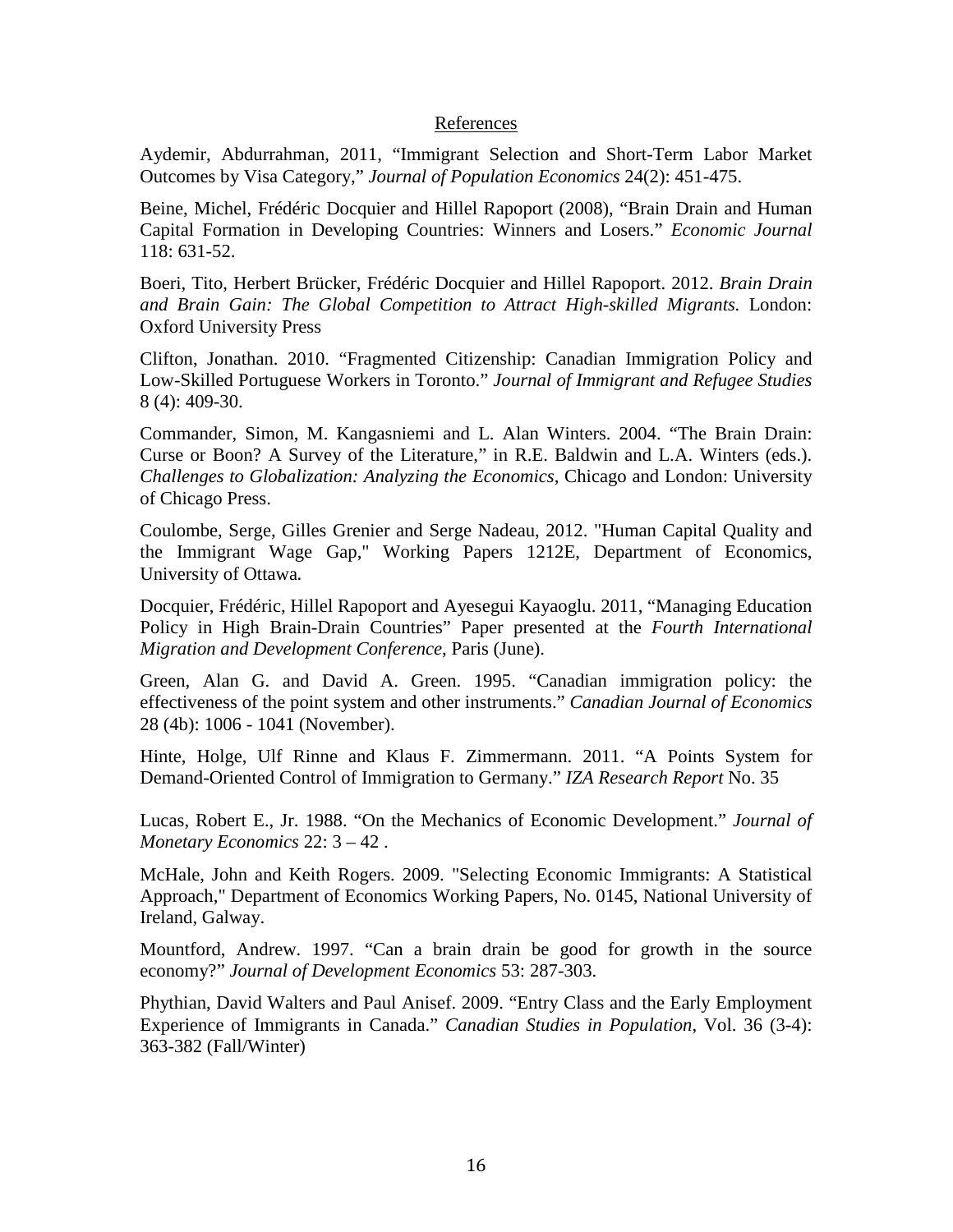## References

Aydemir, Abdurrahman, 2011, "Immigrant Selection and Short-Term Labor Market Outcomes by Visa Category," *Journal of Population Economics* 24(2): 451-475.

Beine, Michel, Frédéric Docquier and Hillel Rapoport (2008), "Brain Drain and Human Capital Formation in Developing Countries: Winners and Losers." *Economic Journal* 118: 631-52.

Boeri, Tito, Herbert Brücker, Frédéric Docquier and Hillel Rapoport. 2012. *Brain Drain and Brain Gain: The Global Competition to Attract High-skilled Migrants.* London: Oxford University Press

Clifton, Jonathan. 2010. "Fragmented Citizenship: Canadian Immigration Policy and Low-Skilled Portuguese Workers in Toronto." *Journal of Immigrant and Refugee Studies* 8 (4): 409-30.

Commander, Simon, M. Kangasniemi and L. Alan Winters. 2004. "The Brain Drain: Curse or Boon? A Survey of the Literature," in R.E. Baldwin and L.A. Winters (eds.). *Challenges to Globalization: Analyzing the Economics*, Chicago and London: University of Chicago Press.

Coulombe, Serge, Gilles Grenier and Serge Nadeau, 2012. "Human Capital Quality and the Immigrant Wage Gap," Working Papers 1212E, Department of Economics, University of Ottawa.

Docquier, Frédéric, Hillel Rapoport and Ayesegui Kayaoglu. 2011, "Managing Education Policy in High Brain-Drain Countries" Paper presented at the *Fourth International Migration and Development Conference*, Paris (June).

Green, Alan G. and David A. Green. 1995. "Canadian immigration policy: the effectiveness of the point system and other instruments." *Canadian Journal of Economics* 28 (4b): 1006 - 1041 (November).

Hinte, Holge, Ulf Rinne and Klaus F. Zimmermann. 2011. "A Points System for Demand-Oriented Control of Immigration to Germany." *IZA Research Report* No. 35

Lucas, Robert E., Jr. 1988. "On the Mechanics of Economic Development." *Journal of Monetary Economics* 22: 3 – 42 .

McHale, John and Keith Rogers. 2009. "Selecting Economic Immigrants: A Statistical Approach," Department of Economics Working Papers, No. 0145, National University of Ireland, Galway.

Mountford, Andrew. 1997. "Can a brain drain be good for growth in the source economy?" *Journal of Development Economics* 53: 287-303.

Phythian, David Walters and Paul Anisef. 2009. "Entry Class and the Early Employment Experience of Immigrants in Canada." *Canadian Studies in Population*, Vol. 36 (3-4): 363-382 (Fall/Winter)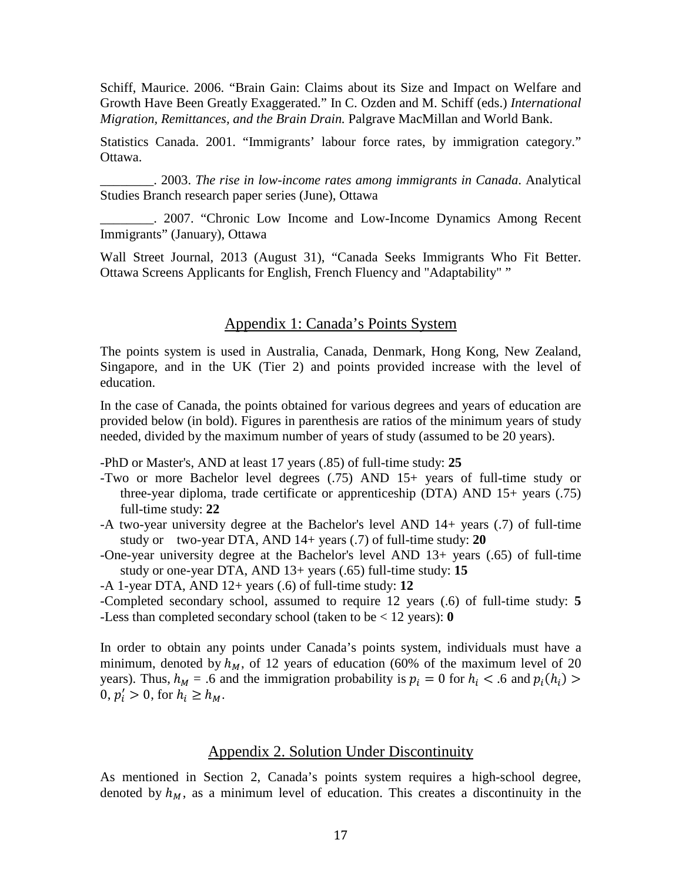Schiff, Maurice. 2006. “Brain Gain: Claims about its Size and Impact on Welfare and Growth Have Been Greatly Exaggerated.” In C. Ozden and M. Schiff (eds.) *International Migration, Remittances, and the Brain Drain.* Palgrave MacMillan and World Bank.

Statistics Canada. 2001. “Immigrants’ labour force rates, by immigration category.” Ottawa.

________. 2003. *The rise in low-income rates among immigrants in Canada*. Analytical Studies Branch research paper series (June), Ottawa

________. 2007. “Chronic Low Income and Low-Income Dynamics Among Recent Immigrants” (January), Ottawa

Wall Street Journal, 2013 (August 31), “Canada Seeks Immigrants Who Fit Better. Ottawa Screens Applicants for English, French Fluency and "Adaptability" ”

## Appendix 1: Canada’s Points System

The points system is used in Australia, Canada, Denmark, Hong Kong, New Zealand, Singapore, and in the UK (Tier 2) and points provided increase with the level of education.

In the case of Canada, the points obtained for various degrees and years of education are provided below (in bold). Figures in parenthesis are ratios of the minimum years of study needed, divided by the maximum number of years of study (assumed to be 20 years).

- PhD or Master's, AND at least 17 years (.85) of full-time study: **25**
- Two or more Bachelor level degrees (.75) AND 15+ years of full-time study or three-year diploma, trade certificate or apprenticeship (DTA) AND 15+ years (.75) full-time study: **22**
- A two-year university degree at the Bachelor's level AND 14+ years (.7) of full-time study or two-year DTA, AND 14+ years (.7) of full-time study: **20**
- One-year university degree at the Bachelor's level AND 13+ years (.65) of full-time study or one-year DTA, AND 13+ years (.65) full-time study: **15**
- A 1-year DTA, AND 12+ years (.6) of full-time study: **12**
- Completed secondary school, assumed to require 12 years (.6) of full-time study: **5**
- Less than completed secondary school (taken to be < 12 years): **0**

In order to obtain any points under Canada’s points system, individuals must have a minimum, denoted by $h_M$, of 12 years of education (60% of the maximum level of 20 years). Thus, $h_M$ = .6 and the immigration probability is $p_i = 0$ for $h_i < .6$ and $p_i(h_i) > 0$, $p_i' > 0$, for $h_i \geq h_M$.

## Appendix 2. Solution Under Discontinuity

As mentioned in Section 2, Canada’s points system requires a high-school degree, denoted by $h_M$, as a minimum level of education. This creates a discontinuity in the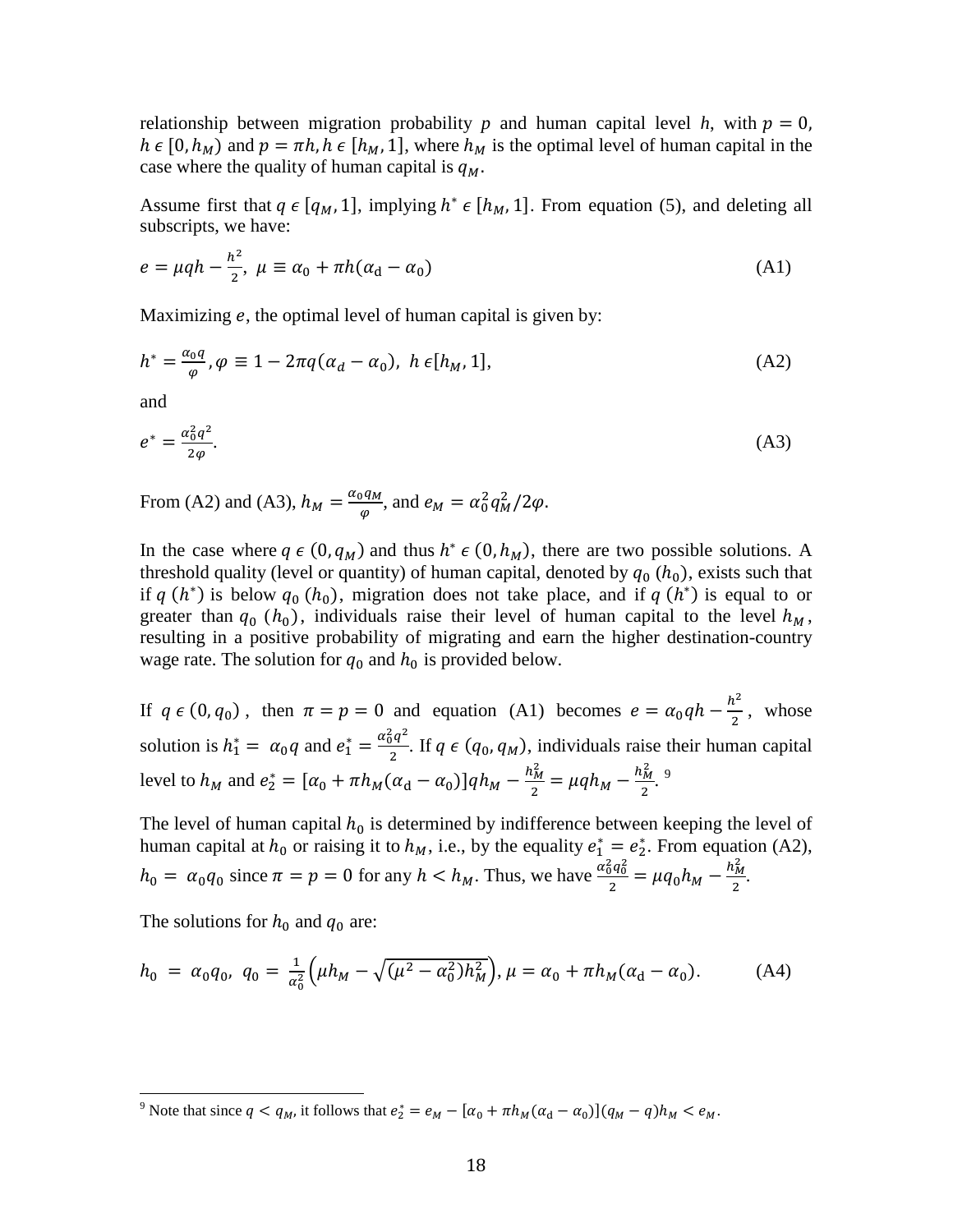relationship between migration probability $p$ and human capital level $h$, with $p = 0$, $h \epsilon [0, h_M)$ and $p = \pi h, h \epsilon [h_M, 1]$, where $h_M$ is the optimal level of human capital in the case where the quality of human capital is $q_M$.

Assume first that $q \epsilon [q_M, 1]$, implying $h^* \epsilon [h_M, 1]$. From equation (5), and deleting all subscripts, we have:

$$e = \mu q h - \frac{h^2}{2},\ \mu \equiv \alpha_0 + \pi h(\alpha_{\rm d} - \alpha_0) \tag{A1}$$

Maximizing $e$, the optimal level of human capital is given by:

$$h^* = \frac{\alpha_0 q}{\varphi}, \varphi \equiv 1 - 2\pi q(\alpha_d - \alpha_0),\ h\,\epsilon[h_M, 1], \tag{A2}$$

and

$$e^* = \frac{\alpha_0^2 q^2}{2\varphi}. \tag{A3}$$

From (A2) and (A3), $h_M = \frac{\alpha_0 q_M}{\varphi}$, and $e_M = \alpha_0^2 q_M^2 / 2\varphi$.

In the case where $q \epsilon (0, q_M)$ and thus $h^* \epsilon (0, h_M)$, there are two possible solutions. A threshold quality (level or quantity) of human capital, denoted by $q_0$ $(h_0)$, exists such that if $q$ $(h^*)$ is below $q_0$ $(h_0)$, migration does not take place, and if $q$ $(h^*)$ is equal to or greater than $q_0$ $(h_0)$, individuals raise their level of human capital to the level $h_M$, resulting in a positive probability of migrating and earn the higher destination-country wage rate. The solution for $q_0$ and $h_0$ is provided below.

If $q \epsilon (0, q_0)$, then $\pi = p = 0$ and equation (A1) becomes $e = \alpha_0 q h - \frac{h^2}{2}$, whose solution is $h_1^* = \alpha_0 q$ and $e_1^* = \frac{\alpha_0^2 q^2}{2}$. If $q \epsilon (q_0, q_M)$, individuals raise their human capital level to $h_M$ and $e_2^* = [\alpha_0 + \pi h_M(\alpha_{\rm d} - \alpha_0)] q h_M - \frac{h_M^2}{2} = \mu q h_M - \frac{h_M^2}{2}$.[9]

The level of human capital $h_0$ is determined by indifference between keeping the level of human capital at $h_0$ or raising it to $h_M$, i.e., by the equality $e_1^* = e_2^*$. From equation (A2), $h_0 = \alpha_0 q_0$ since $\pi = p = 0$ for any $h < h_M$. Thus, we have $\frac{\alpha_0^2 q_0^2}{2} = \mu q_0 h_M - \frac{h_M^2}{2}$.

The solutions for $h_0$ and $q_0$ are:

$$h_0 = \alpha_0 q_0,\ q_0 = \frac{1}{\alpha_0^2}\left(\mu h_M - \sqrt{(\mu^2 - \alpha_0^2) h_M^2}\right), \mu = \alpha_0 + \pi h_M(\alpha_{\rm d} - \alpha_0). \tag{A4}$$

---

[9] Note that since $q < q_M$, it follows that $e_2^* = e_M - [\alpha_0 + \pi h_M(\alpha_{\rm d} - \alpha_0)](q_M - q) h_M < e_M$.